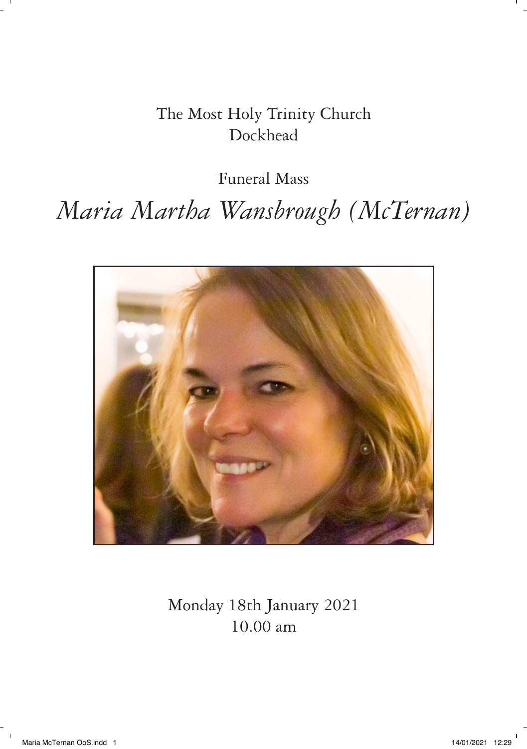The Most Holy Trinity Church
Dockhead

Funeral Mass

# *Maria Martha Wansbrough (McTernan)*

Monday 18th January 2021
10.00 am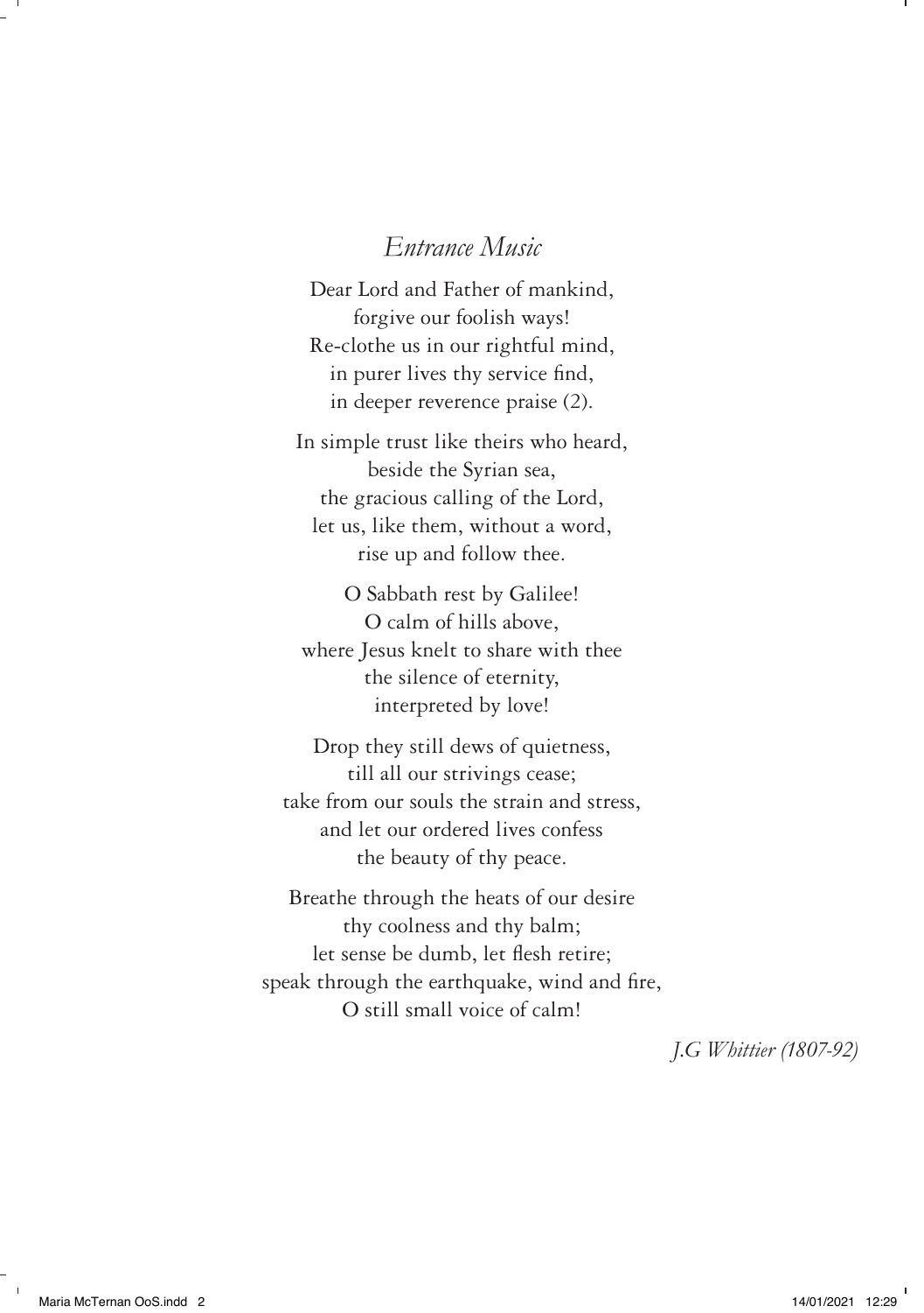## *Entrance Music*

Dear Lord and Father of mankind,
forgive our foolish ways!
Re-clothe us in our rightful mind,
in purer lives thy service find,
in deeper reverence praise (2).

In simple trust like theirs who heard,
beside the Syrian sea,
the gracious calling of the Lord,
let us, like them, without a word,
rise up and follow thee.

O Sabbath rest by Galilee!
O calm of hills above,
where Jesus knelt to share with thee
the silence of eternity,
interpreted by love!

Drop they still dews of quietness,
till all our strivings cease;
take from our souls the strain and stress,
and let our ordered lives confess
the beauty of thy peace.

Breathe through the heats of our desire
thy coolness and thy balm;
let sense be dumb, let flesh retire;
speak through the earthquake, wind and fire,
O still small voice of calm!

*J.G Whittier (1807-92)*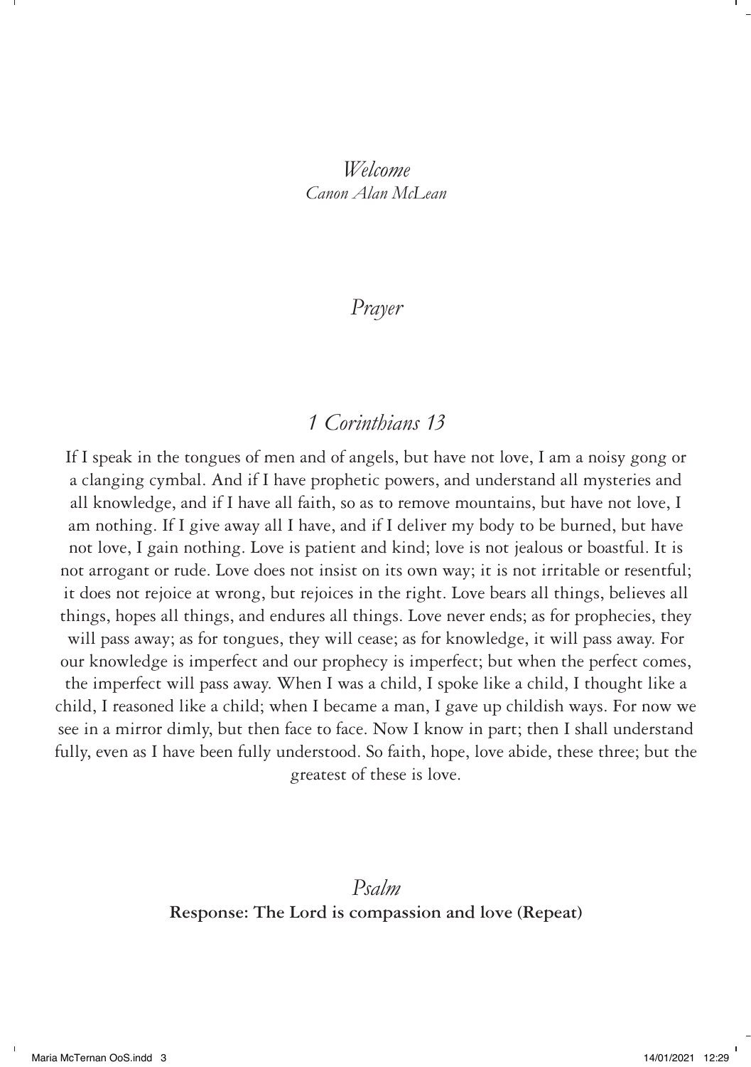## *Welcome*

*Canon Alan McLean*

## *Prayer*

## *1 Corinthians 13*

If I speak in the tongues of men and of angels, but have not love, I am a noisy gong or a clanging cymbal. And if I have prophetic powers, and understand all mysteries and all knowledge, and if I have all faith, so as to remove mountains, but have not love, I am nothing. If I give away all I have, and if I deliver my body to be burned, but have not love, I gain nothing. Love is patient and kind; love is not jealous or boastful. It is not arrogant or rude. Love does not insist on its own way; it is not irritable or resentful; it does not rejoice at wrong, but rejoices in the right. Love bears all things, believes all things, hopes all things, and endures all things. Love never ends; as for prophecies, they will pass away; as for tongues, they will cease; as for knowledge, it will pass away. For our knowledge is imperfect and our prophecy is imperfect; but when the perfect comes, the imperfect will pass away. When I was a child, I spoke like a child, I thought like a child, I reasoned like a child; when I became a man, I gave up childish ways. For now we see in a mirror dimly, but then face to face. Now I know in part; then I shall understand fully, even as I have been fully understood. So faith, hope, love abide, these three; but the greatest of these is love.

## *Psalm*

**Response: The Lord is compassion and love (Repeat)**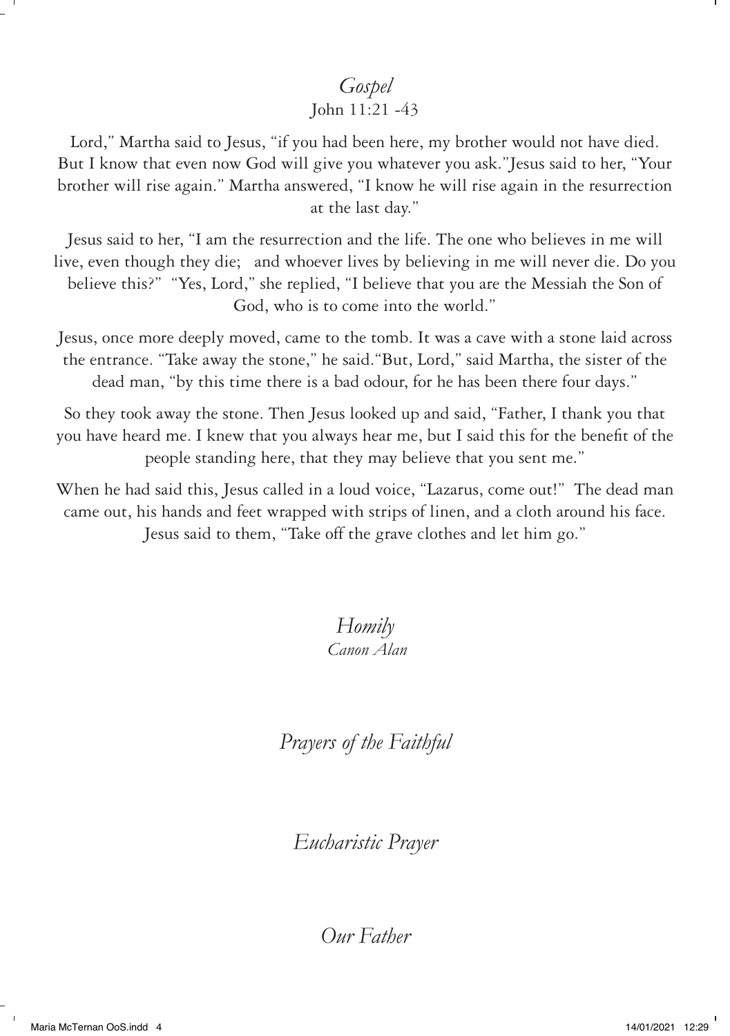## *Gospel*

John 11:21 -43

Lord," Martha said to Jesus, "if you had been here, my brother would not have died. But I know that even now God will give you whatever you ask."Jesus said to her, "Your brother will rise again." Martha answered, "I know he will rise again in the resurrection at the last day."

Jesus said to her, "I am the resurrection and the life. The one who believes in me will live, even though they die;  and whoever lives by believing in me will never die. Do you believe this?"  "Yes, Lord," she replied, "I believe that you are the Messiah the Son of God, who is to come into the world."

Jesus, once more deeply moved, came to the tomb. It was a cave with a stone laid across the entrance. "Take away the stone," he said."But, Lord," said Martha, the sister of the dead man, "by this time there is a bad odour, for he has been there four days."

So they took away the stone. Then Jesus looked up and said, "Father, I thank you that you have heard me. I knew that you always hear me, but I said this for the benefit of the people standing here, that they may believe that you sent me."

When he had said this, Jesus called in a loud voice, "Lazarus, come out!"  The dead man came out, his hands and feet wrapped with strips of linen, and a cloth around his face. Jesus said to them, "Take off the grave clothes and let him go."

## *Homily*

*Canon Alan*

## *Prayers of the Faithful*

## *Eucharistic Prayer*

## *Our Father*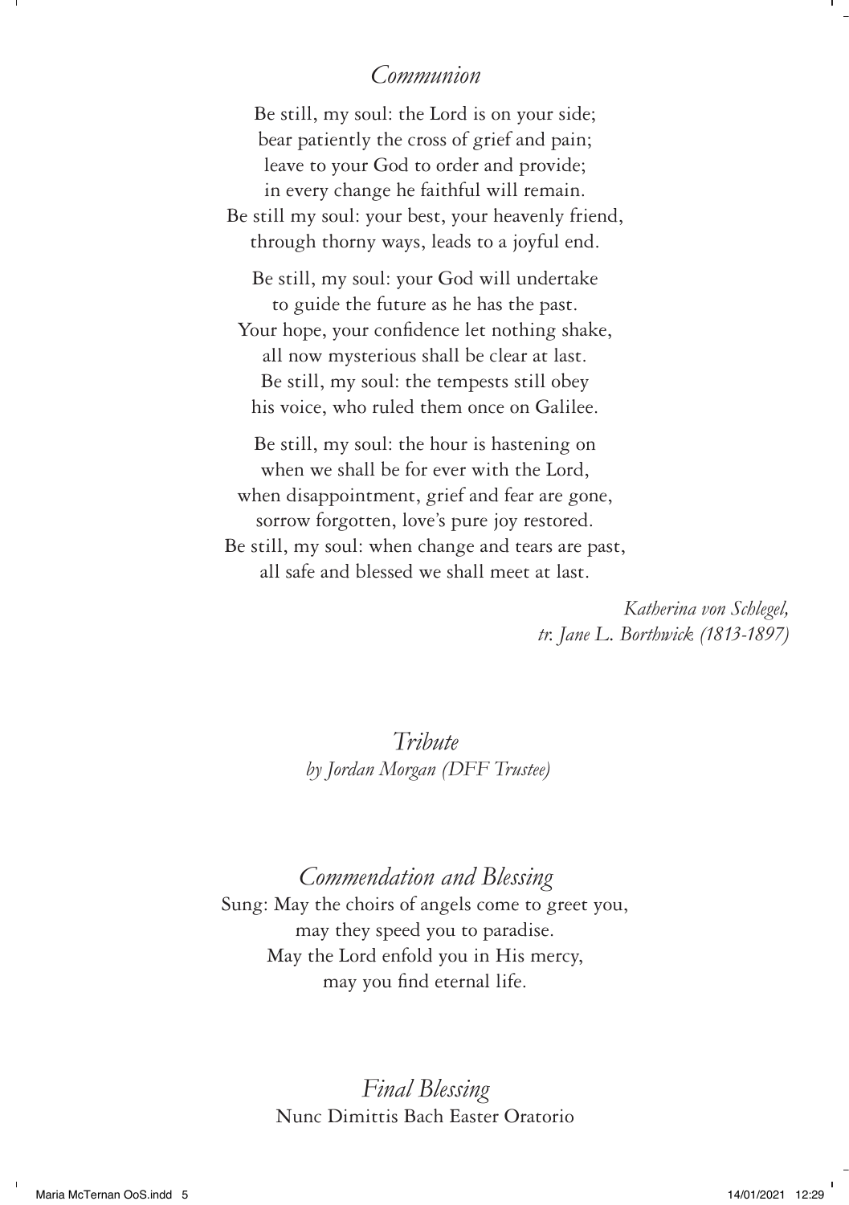## *Communion*

Be still, my soul: the Lord is on your side;
bear patiently the cross of grief and pain;
leave to your God to order and provide;
in every change he faithful will remain.
Be still my soul: your best, your heavenly friend,
through thorny ways, leads to a joyful end.

Be still, my soul: your God will undertake
to guide the future as he has the past.
Your hope, your confidence let nothing shake,
all now mysterious shall be clear at last.
Be still, my soul: the tempests still obey
his voice, who ruled them once on Galilee.

Be still, my soul: the hour is hastening on
when we shall be for ever with the Lord,
when disappointment, grief and fear are gone,
sorrow forgotten, love's pure joy restored.
Be still, my soul: when change and tears are past,
all safe and blessed we shall meet at last.

*Katherina von Schlegel,*
*tr. Jane L. Borthwick (1813-1897)*

## *Tribute*

*by Jordan Morgan (DFF Trustee)*

## *Commendation and Blessing*

Sung: May the choirs of angels come to greet you,
may they speed you to paradise.
May the Lord enfold you in His mercy,
may you find eternal life.

## *Final Blessing*

Nunc Dimittis Bach Easter Oratorio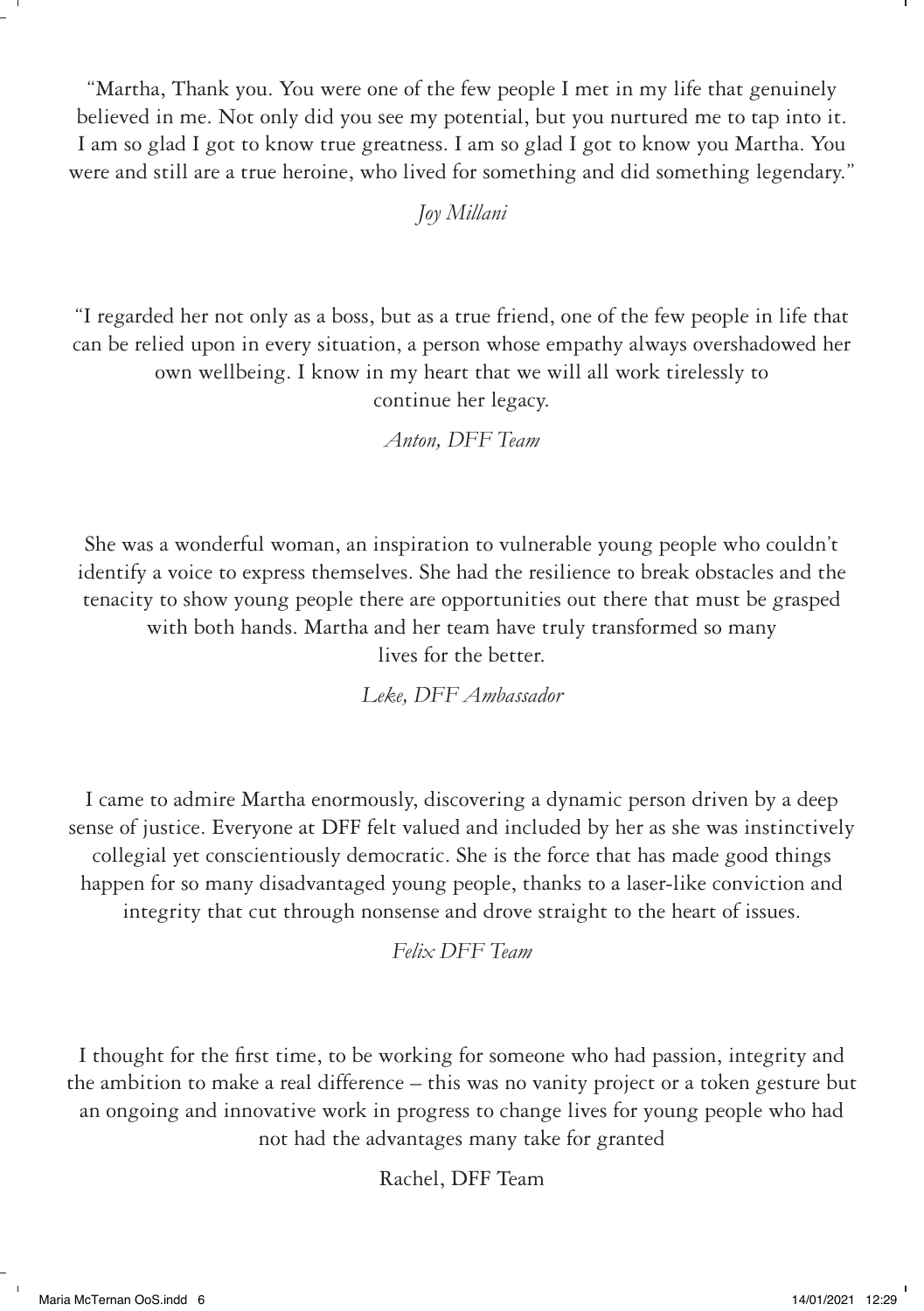"Martha, Thank you. You were one of the few people I met in my life that genuinely believed in me. Not only did you see my potential, but you nurtured me to tap into it. I am so glad I got to know true greatness. I am so glad I got to know you Martha. You were and still are a true heroine, who lived for something and did something legendary."

*Joy Millani*

"I regarded her not only as a boss, but as a true friend, one of the few people in life that can be relied upon in every situation, a person whose empathy always overshadowed her own wellbeing. I know in my heart that we will all work tirelessly to continue her legacy.

*Anton, DFF Team*

She was a wonderful woman, an inspiration to vulnerable young people who couldn't identify a voice to express themselves. She had the resilience to break obstacles and the tenacity to show young people there are opportunities out there that must be grasped with both hands. Martha and her team have truly transformed so many lives for the better.

*Leke, DFF Ambassador*

I came to admire Martha enormously, discovering a dynamic person driven by a deep sense of justice. Everyone at DFF felt valued and included by her as she was instinctively collegial yet conscientiously democratic. She is the force that has made good things happen for so many disadvantaged young people, thanks to a laser-like conviction and integrity that cut through nonsense and drove straight to the heart of issues.

*Felix DFF Team*

I thought for the first time, to be working for someone who had passion, integrity and the ambition to make a real difference – this was no vanity project or a token gesture but an ongoing and innovative work in progress to change lives for young people who had not had the advantages many take for granted

Rachel, DFF Team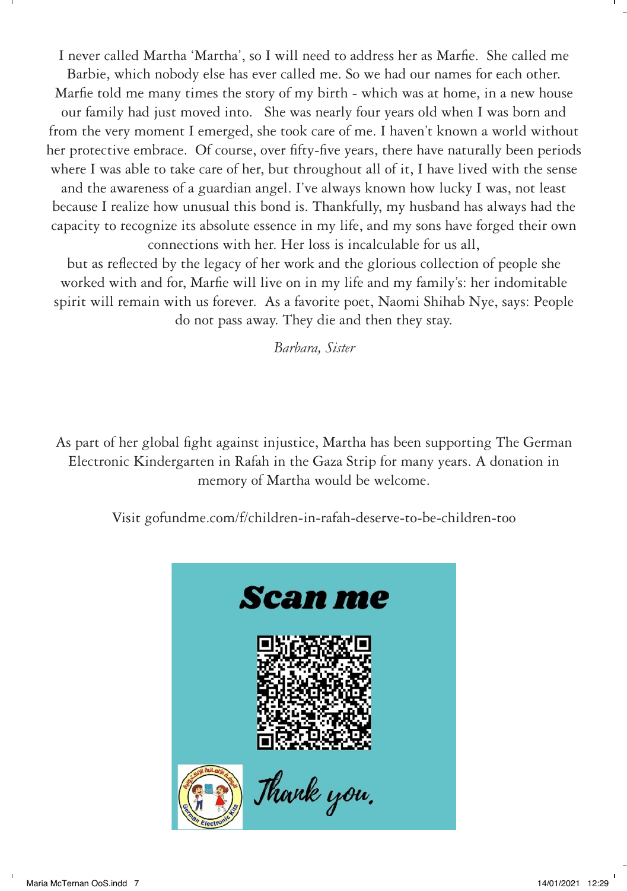I never called Martha 'Martha', so I will need to address her as Marfie. She called me Barbie, which nobody else has ever called me. So we had our names for each other. Marfie told me many times the story of my birth - which was at home, in a new house our family had just moved into. She was nearly four years old when I was born and from the very moment I emerged, she took care of me. I haven't known a world without her protective embrace. Of course, over fifty-five years, there have naturally been periods where I was able to take care of her, but throughout all of it, I have lived with the sense and the awareness of a guardian angel. I've always known how lucky I was, not least because I realize how unusual this bond is. Thankfully, my husband has always had the capacity to recognize its absolute essence in my life, and my sons have forged their own connections with her. Her loss is incalculable for us all, but as reflected by the legacy of her work and the glorious collection of people she worked with and for, Marfie will live on in my life and my family's: her indomitable spirit will remain with us forever. As a favorite poet, Naomi Shihab Nye, says: People do not pass away. They die and then they stay.

*Barbara, Sister*

As part of her global fight against injustice, Martha has been supporting The German Electronic Kindergarten in Rafah in the Gaza Strip for many years. A donation in memory of Martha would be welcome.

Visit gofundme.com/f/children-in-rafah-deserve-to-be-children-too

**Scan me**

Thank you.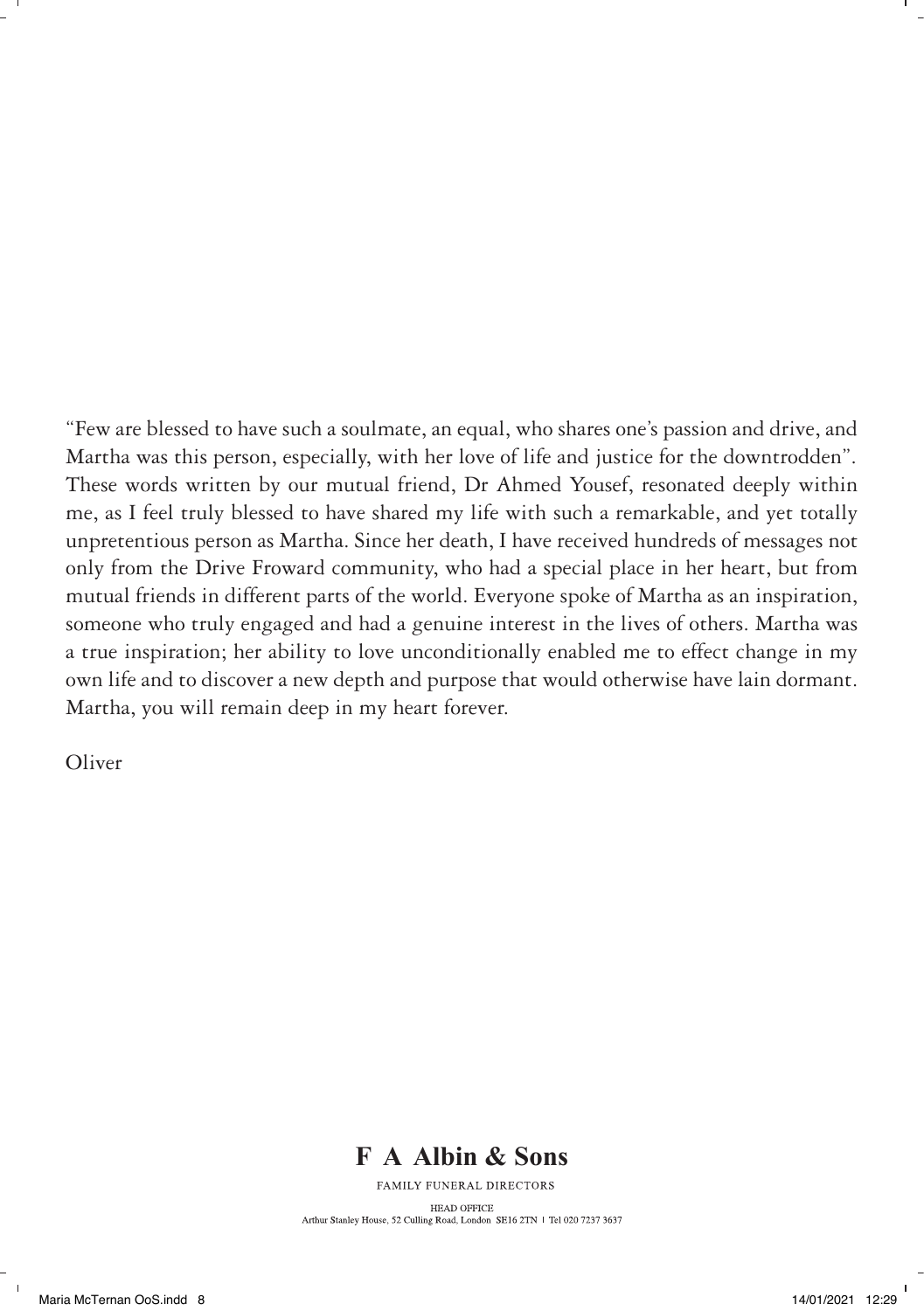"Few are blessed to have such a soulmate, an equal, who shares one's passion and drive, and Martha was this person, especially, with her love of life and justice for the downtrodden". These words written by our mutual friend, Dr Ahmed Yousef, resonated deeply within me, as I feel truly blessed to have shared my life with such a remarkable, and yet totally unpretentious person as Martha. Since her death, I have received hundreds of messages not only from the Drive Froward community, who had a special place in her heart, but from mutual friends in different parts of the world. Everyone spoke of Martha as an inspiration, someone who truly engaged and had a genuine interest in the lives of others. Martha was a true inspiration; her ability to love unconditionally enabled me to effect change in my own life and to discover a new depth and purpose that would otherwise have lain dormant. Martha, you will remain deep in my heart forever.

Oliver

**F A Albin & Sons**

FAMILY FUNERAL DIRECTORS

HEAD OFFICE
Arthur Stanley House, 52 Culling Road, London SE16 2TN | Tel 020 7237 3637